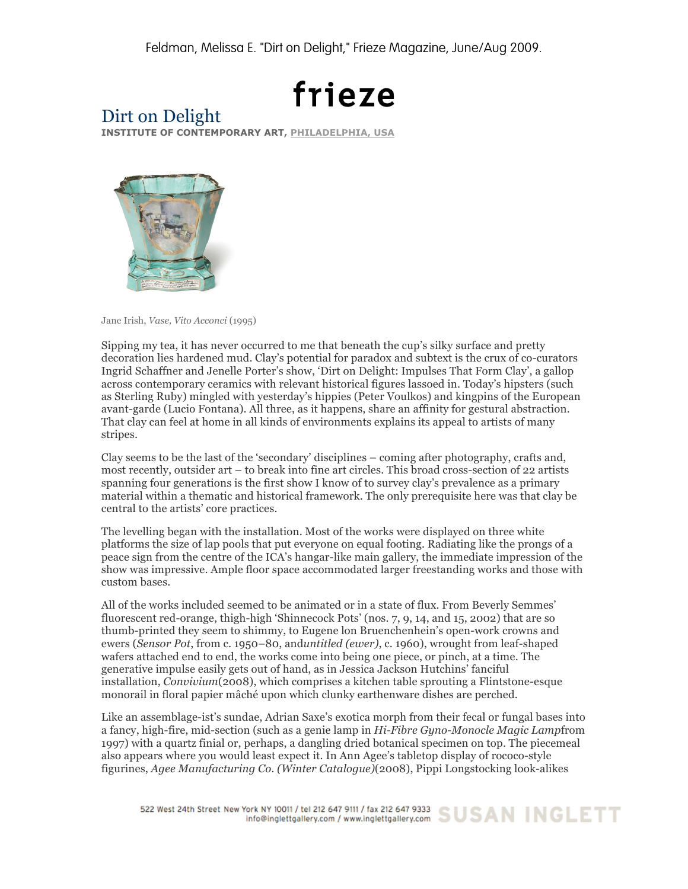Feldman, Melissa E. "Dirt on Delight," Frieze Magazine, June/Aug 2009.

frieze

# Dirt on Delight

**INSTITUTE OF CONTEMPORARY ART, PHILADELPHIA, USA**

Jane Irish, *Vase, Vito Acconci* (1995)

Sipping my tea, it has never occurred to me that beneath the cup's silky surface and pretty decoration lies hardened mud. Clay's potential for paradox and subtext is the crux of co-curators Ingrid Schaffner and Jenelle Porter's show, 'Dirt on Delight: Impulses That Form Clay', a gallop across contemporary ceramics with relevant historical figures lassoed in. Today's hipsters (such as Sterling Ruby) mingled with yesterday's hippies (Peter Voulkos) and kingpins of the European avant-garde (Lucio Fontana). All three, as it happens, share an affinity for gestural abstraction. That clay can feel at home in all kinds of environments explains its appeal to artists of many stripes.

Clay seems to be the last of the 'secondary' disciplines – coming after photography, crafts and, most recently, outsider art – to break into fine art circles. This broad cross-section of 22 artists spanning four generations is the first show I know of to survey clay's prevalence as a primary material within a thematic and historical framework. The only prerequisite here was that clay be central to the artists' core practices.

The levelling began with the installation. Most of the works were displayed on three white platforms the size of lap pools that put everyone on equal footing. Radiating like the prongs of a peace sign from the centre of the ICA's hangar-like main gallery, the immediate impression of the show was impressive. Ample floor space accommodated larger freestanding works and those with custom bases.

All of the works included seemed to be animated or in a state of flux. From Beverly Semmes' fluorescent red-orange, thigh-high 'Shinnecock Pots' (nos. 7, 9, 14, and 15, 2002) that are so thumb-printed they seem to shimmy, to Eugene lon Bruenchenhein's open-work crowns and ewers (*Sensor Pot*, from c. 1950–80, and*untitled (ewer)*, c. 1960), wrought from leaf-shaped wafers attached end to end, the works come into being one piece, or pinch, at a time. The generative impulse easily gets out of hand, as in Jessica Jackson Hutchins' fanciful installation, *Convivium*(2008), which comprises a kitchen table sprouting a Flintstone-esque monorail in floral papier mâché upon which clunky earthenware dishes are perched.

Like an assemblage-ist's sundae, Adrian Saxe's exotica morph from their fecal or fungal bases into a fancy, high-fire, mid-section (such as a genie lamp in *Hi-Fibre Gyno-Monocle Magic Lamp*from 1997) with a quartz finial or, perhaps, a dangling dried botanical specimen on top. The piecemeal also appears where you would least expect it. In Ann Agee's tabletop display of rococo-style figurines, *Agee Manufacturing Co. (Winter Catalogue)*(2008), Pippi Longstocking look-alikes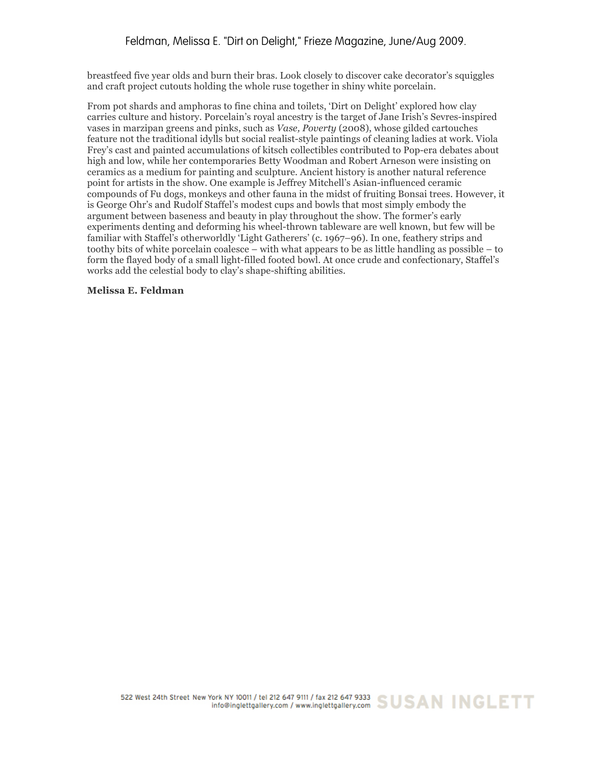breastfeed five year olds and burn their bras. Look closely to discover cake decorator's squiggles and craft project cutouts holding the whole ruse together in shiny white porcelain.

From pot shards and amphoras to fine china and toilets, 'Dirt on Delight' explored how clay carries culture and history. Porcelain's royal ancestry is the target of Jane Irish's Sevres-inspired vases in marzipan greens and pinks, such as *Vase, Poverty* (2008), whose gilded cartouches feature not the traditional idylls but social realist-style paintings of cleaning ladies at work. Viola Frey's cast and painted accumulations of kitsch collectibles contributed to Pop-era debates about high and low, while her contemporaries Betty Woodman and Robert Arneson were insisting on ceramics as a medium for painting and sculpture. Ancient history is another natural reference point for artists in the show. One example is Jeffrey Mitchell's Asian-influenced ceramic compounds of Fu dogs, monkeys and other fauna in the midst of fruiting Bonsai trees. However, it is George Ohr's and Rudolf Staffel's modest cups and bowls that most simply embody the argument between baseness and beauty in play throughout the show. The former's early experiments denting and deforming his wheel-thrown tableware are well known, but few will be familiar with Staffel's otherworldly 'Light Gatherers' (c. 1967–96). In one, feathery strips and toothy bits of white porcelain coalesce – with what appears to be as little handling as possible – to form the flayed body of a small light-filled footed bowl. At once crude and confectionary, Staffel's works add the celestial body to clay's shape-shifting abilities.

**Melissa E. Feldman**